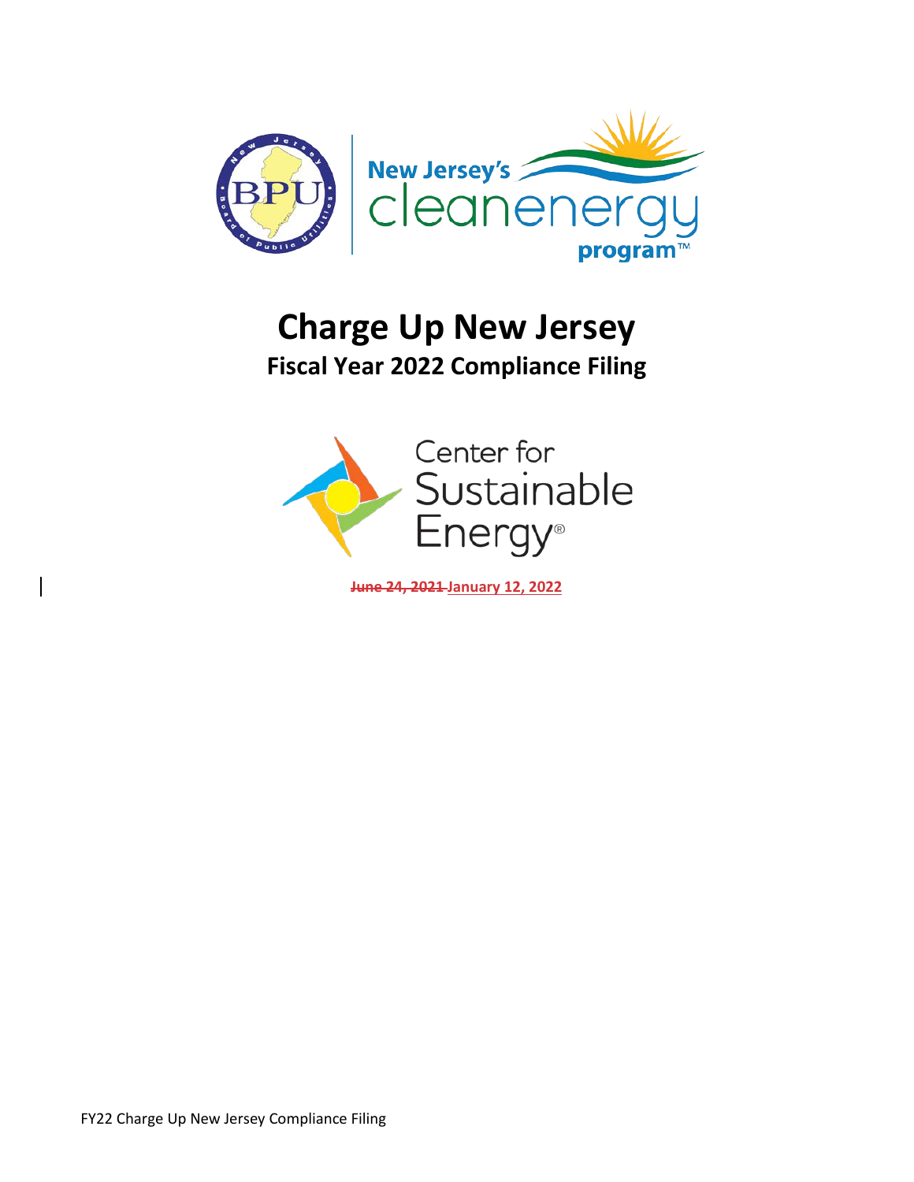# Charge Up New Jersey

## Fiscal Year 2022 Compliance Filing

~~June 24, 2021~~ January 12, 2022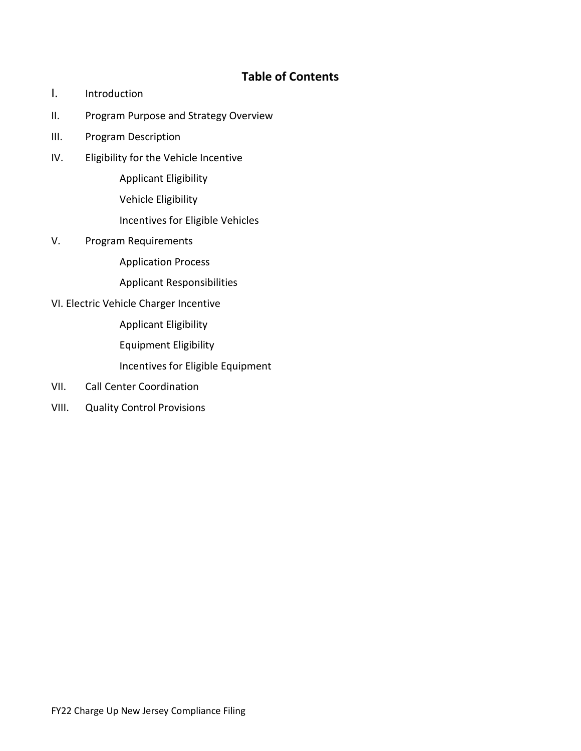## Table of Contents

- I. Introduction
- II. Program Purpose and Strategy Overview
- III. Program Description
- IV. Eligibility for the Vehicle Incentive
  - Applicant Eligibility
  - Vehicle Eligibility
  - Incentives for Eligible Vehicles
- V. Program Requirements
  - Application Process
  - Applicant Responsibilities
- VI. Electric Vehicle Charger Incentive
  - Applicant Eligibility
  - Equipment Eligibility
  - Incentives for Eligible Equipment
- VII. Call Center Coordination
- VIII. Quality Control Provisions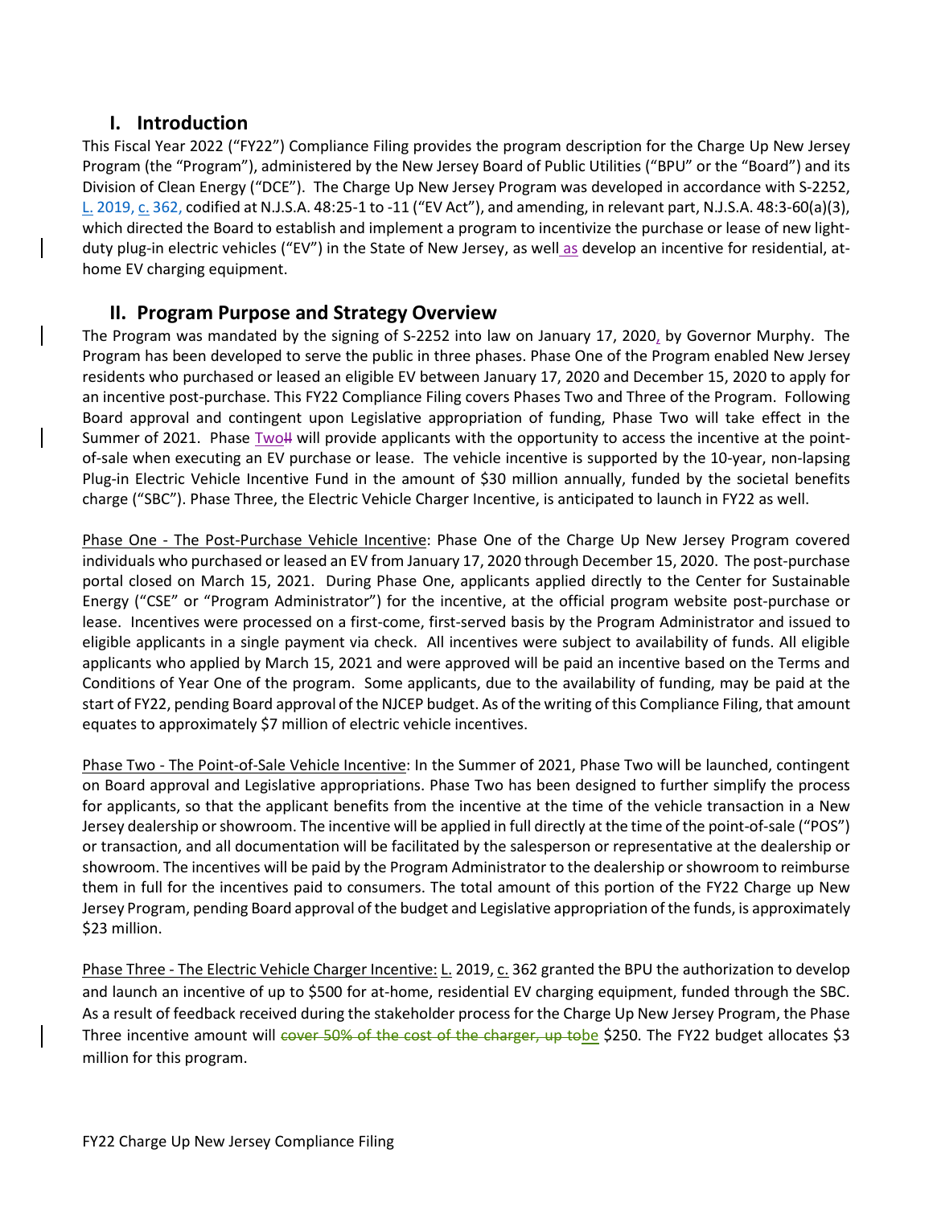## I. Introduction

This Fiscal Year 2022 ("FY22") Compliance Filing provides the program description for the Charge Up New Jersey Program (the "Program"), administered by the New Jersey Board of Public Utilities ("BPU" or the "Board") and its Division of Clean Energy ("DCE"). The Charge Up New Jersey Program was developed in accordance with S-2252, L. 2019, c. 362, codified at N.J.S.A. 48:25-1 to -11 ("EV Act"), and amending, in relevant part, N.J.S.A. 48:3-60(a)(3), which directed the Board to establish and implement a program to incentivize the purchase or lease of new light-duty plug-in electric vehicles ("EV") in the State of New Jersey, as well as develop an incentive for residential, at-home EV charging equipment.

## II. Program Purpose and Strategy Overview

The Program was mandated by the signing of S-2252 into law on January 17, 2020, by Governor Murphy. The Program has been developed to serve the public in three phases. Phase One of the Program enabled New Jersey residents who purchased or leased an eligible EV between January 17, 2020 and December 15, 2020 to apply for an incentive post-purchase. This FY22 Compliance Filing covers Phases Two and Three of the Program. Following Board approval and contingent upon Legislative appropriation of funding, Phase Two will take effect in the Summer of 2021. Phase ~~II~~Two will provide applicants with the opportunity to access the incentive at the point-of-sale when executing an EV purchase or lease. The vehicle incentive is supported by the 10-year, non-lapsing Plug-in Electric Vehicle Incentive Fund in the amount of $30 million annually, funded by the societal benefits charge ("SBC"). Phase Three, the Electric Vehicle Charger Incentive, is anticipated to launch in FY22 as well.

Phase One - The Post-Purchase Vehicle Incentive: Phase One of the Charge Up New Jersey Program covered individuals who purchased or leased an EV from January 17, 2020 through December 15, 2020. The post-purchase portal closed on March 15, 2021. During Phase One, applicants applied directly to the Center for Sustainable Energy ("CSE" or "Program Administrator") for the incentive, at the official program website post-purchase or lease. Incentives were processed on a first-come, first-served basis by the Program Administrator and issued to eligible applicants in a single payment via check. All incentives were subject to availability of funds. All eligible applicants who applied by March 15, 2021 and were approved will be paid an incentive based on the Terms and Conditions of Year One of the program. Some applicants, due to the availability of funding, may be paid at the start of FY22, pending Board approval of the NJCEP budget. As of the writing of this Compliance Filing, that amount equates to approximately $7 million of electric vehicle incentives.

Phase Two - The Point-of-Sale Vehicle Incentive: In the Summer of 2021, Phase Two will be launched, contingent on Board approval and Legislative appropriations. Phase Two has been designed to further simplify the process for applicants, so that the applicant benefits from the incentive at the time of the vehicle transaction in a New Jersey dealership or showroom. The incentive will be applied in full directly at the time of the point-of-sale ("POS") or transaction, and all documentation will be facilitated by the salesperson or representative at the dealership or showroom. The incentives will be paid by the Program Administrator to the dealership or showroom to reimburse them in full for the incentives paid to consumers. The total amount of this portion of the FY22 Charge up New Jersey Program, pending Board approval of the budget and Legislative appropriation of the funds, is approximately $23 million.

Phase Three - The Electric Vehicle Charger Incentive: L. 2019, c. 362 granted the BPU the authorization to develop and launch an incentive of up to $500 for at-home, residential EV charging equipment, funded through the SBC. As a result of feedback received during the stakeholder process for the Charge Up New Jersey Program, the Phase Three incentive amount will ~~cover 50% of the cost of the charger, up to~~be $250. The FY22 budget allocates $3 million for this program.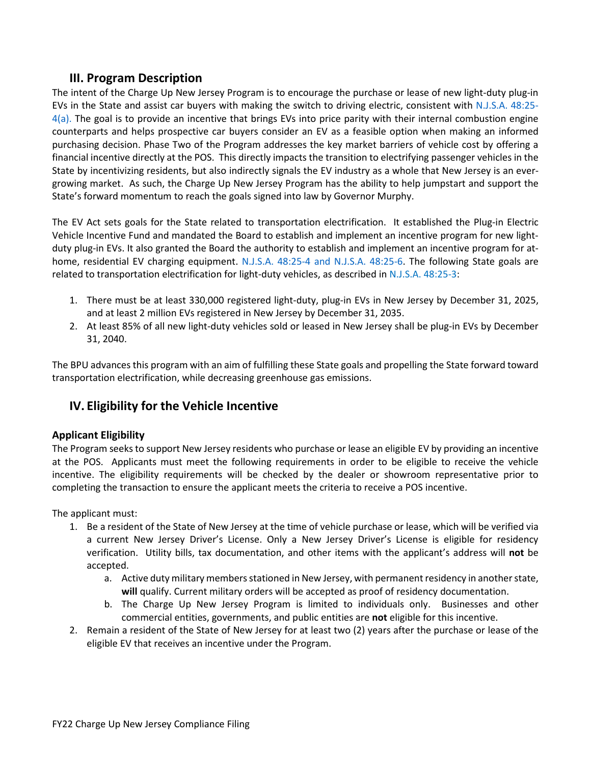## III. Program Description

The intent of the Charge Up New Jersey Program is to encourage the purchase or lease of new light-duty plug-in EVs in the State and assist car buyers with making the switch to driving electric, consistent with N.J.S.A. 48:25-4(a). The goal is to provide an incentive that brings EVs into price parity with their internal combustion engine counterparts and helps prospective car buyers consider an EV as a feasible option when making an informed purchasing decision. Phase Two of the Program addresses the key market barriers of vehicle cost by offering a financial incentive directly at the POS. This directly impacts the transition to electrifying passenger vehicles in the State by incentivizing residents, but also indirectly signals the EV industry as a whole that New Jersey is an ever-growing market. As such, the Charge Up New Jersey Program has the ability to help jumpstart and support the State's forward momentum to reach the goals signed into law by Governor Murphy.

The EV Act sets goals for the State related to transportation electrification. It established the Plug-in Electric Vehicle Incentive Fund and mandated the Board to establish and implement an incentive program for new light-duty plug-in EVs. It also granted the Board the authority to establish and implement an incentive program for at-home, residential EV charging equipment. N.J.S.A. 48:25-4 and N.J.S.A. 48:25-6. The following State goals are related to transportation electrification for light-duty vehicles, as described in N.J.S.A. 48:25-3:

1. There must be at least 330,000 registered light-duty, plug-in EVs in New Jersey by December 31, 2025, and at least 2 million EVs registered in New Jersey by December 31, 2035.
2. At least 85% of all new light-duty vehicles sold or leased in New Jersey shall be plug-in EVs by December 31, 2040.

The BPU advances this program with an aim of fulfilling these State goals and propelling the State forward toward transportation electrification, while decreasing greenhouse gas emissions.

## IV. Eligibility for the Vehicle Incentive

### Applicant Eligibility

The Program seeks to support New Jersey residents who purchase or lease an eligible EV by providing an incentive at the POS. Applicants must meet the following requirements in order to be eligible to receive the vehicle incentive. The eligibility requirements will be checked by the dealer or showroom representative prior to completing the transaction to ensure the applicant meets the criteria to receive a POS incentive.

The applicant must:

1. Be a resident of the State of New Jersey at the time of vehicle purchase or lease, which will be verified via a current New Jersey Driver's License. Only a New Jersey Driver's License is eligible for residency verification. Utility bills, tax documentation, and other items with the applicant's address will **not** be accepted.
    a. Active duty military members stationed in New Jersey, with permanent residency in another state, **will** qualify. Current military orders will be accepted as proof of residency documentation.
    b. The Charge Up New Jersey Program is limited to individuals only. Businesses and other commercial entities, governments, and public entities are **not** eligible for this incentive.
2. Remain a resident of the State of New Jersey for at least two (2) years after the purchase or lease of the eligible EV that receives an incentive under the Program.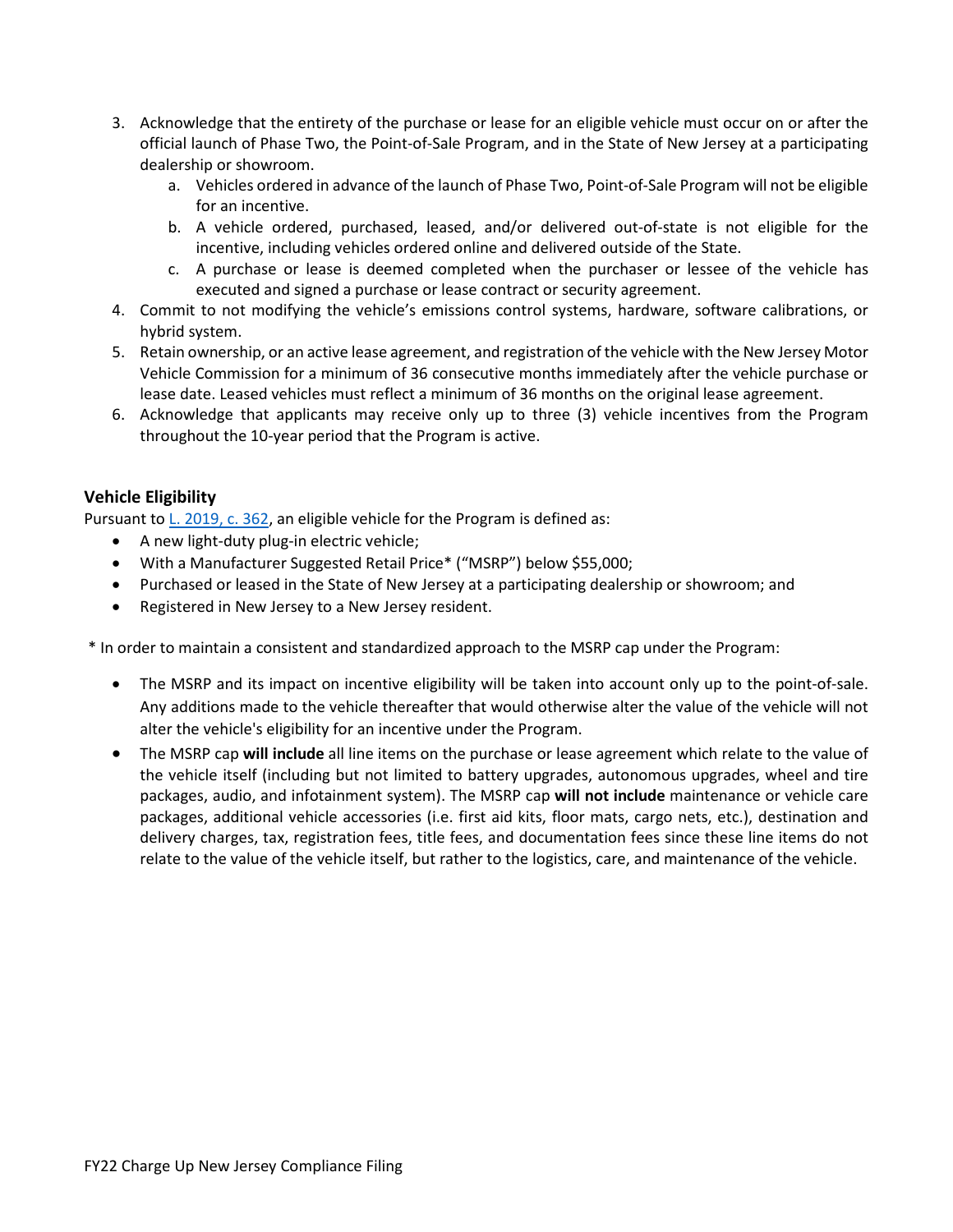3. Acknowledge that the entirety of the purchase or lease for an eligible vehicle must occur on or after the official launch of Phase Two, the Point-of-Sale Program, and in the State of New Jersey at a participating dealership or showroom.
    a. Vehicles ordered in advance of the launch of Phase Two, Point-of-Sale Program will not be eligible for an incentive.
    b. A vehicle ordered, purchased, leased, and/or delivered out-of-state is not eligible for the incentive, including vehicles ordered online and delivered outside of the State.
    c. A purchase or lease is deemed completed when the purchaser or lessee of the vehicle has executed and signed a purchase or lease contract or security agreement.
4. Commit to not modifying the vehicle's emissions control systems, hardware, software calibrations, or hybrid system.
5. Retain ownership, or an active lease agreement, and registration of the vehicle with the New Jersey Motor Vehicle Commission for a minimum of 36 consecutive months immediately after the vehicle purchase or lease date. Leased vehicles must reflect a minimum of 36 months on the original lease agreement.
6. Acknowledge that applicants may receive only up to three (3) vehicle incentives from the Program throughout the 10-year period that the Program is active.

### Vehicle Eligibility

Pursuant to L. 2019, c. 362, an eligible vehicle for the Program is defined as:

- A new light-duty plug-in electric vehicle;
- With a Manufacturer Suggested Retail Price* ("MSRP") below $55,000;
- Purchased or leased in the State of New Jersey at a participating dealership or showroom; and
- Registered in New Jersey to a New Jersey resident.

* In order to maintain a consistent and standardized approach to the MSRP cap under the Program:

- The MSRP and its impact on incentive eligibility will be taken into account only up to the point-of-sale. Any additions made to the vehicle thereafter that would otherwise alter the value of the vehicle will not alter the vehicle's eligibility for an incentive under the Program.
- The MSRP cap **will include** all line items on the purchase or lease agreement which relate to the value of the vehicle itself (including but not limited to battery upgrades, autonomous upgrades, wheel and tire packages, audio, and infotainment system). The MSRP cap **will not include** maintenance or vehicle care packages, additional vehicle accessories (i.e. first aid kits, floor mats, cargo nets, etc.), destination and delivery charges, tax, registration fees, title fees, and documentation fees since these line items do not relate to the value of the vehicle itself, but rather to the logistics, care, and maintenance of the vehicle.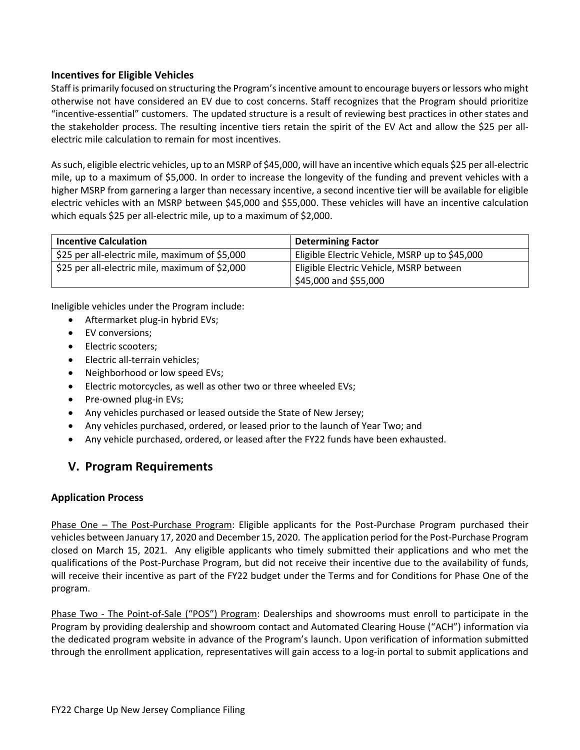### Incentives for Eligible Vehicles

Staff is primarily focused on structuring the Program's incentive amount to encourage buyers or lessors who might otherwise not have considered an EV due to cost concerns. Staff recognizes that the Program should prioritize "incentive-essential" customers. The updated structure is a result of reviewing best practices in other states and the stakeholder process. The resulting incentive tiers retain the spirit of the EV Act and allow the $25 per all-electric mile calculation to remain for most incentives.

As such, eligible electric vehicles, up to an MSRP of $45,000, will have an incentive which equals $25 per all-electric mile, up to a maximum of $5,000. In order to increase the longevity of the funding and prevent vehicles with a higher MSRP from garnering a larger than necessary incentive, a second incentive tier will be available for eligible electric vehicles with an MSRP between $45,000 and $55,000. These vehicles will have an incentive calculation which equals $25 per all-electric mile, up to a maximum of $2,000.

| Incentive Calculation | Determining Factor |
|---|---|
| $25 per all-electric mile, maximum of $5,000 | Eligible Electric Vehicle, MSRP up to $45,000 |
| $25 per all-electric mile, maximum of $2,000 | Eligible Electric Vehicle, MSRP between $45,000 and $55,000 |

Ineligible vehicles under the Program include:

- Aftermarket plug-in hybrid EVs;
- EV conversions;
- Electric scooters;
- Electric all-terrain vehicles;
- Neighborhood or low speed EVs;
- Electric motorcycles, as well as other two or three wheeled EVs;
- Pre-owned plug-in EVs;
- Any vehicles purchased or leased outside the State of New Jersey;
- Any vehicles purchased, ordered, or leased prior to the launch of Year Two; and
- Any vehicle purchased, ordered, or leased after the FY22 funds have been exhausted.

## V. Program Requirements

### Application Process

Phase One – The Post-Purchase Program: Eligible applicants for the Post-Purchase Program purchased their vehicles between January 17, 2020 and December 15, 2020. The application period for the Post-Purchase Program closed on March 15, 2021. Any eligible applicants who timely submitted their applications and who met the qualifications of the Post-Purchase Program, but did not receive their incentive due to the availability of funds, will receive their incentive as part of the FY22 budget under the Terms and for Conditions for Phase One of the program.

Phase Two - The Point-of-Sale ("POS") Program: Dealerships and showrooms must enroll to participate in the Program by providing dealership and showroom contact and Automated Clearing House ("ACH") information via the dedicated program website in advance of the Program's launch. Upon verification of information submitted through the enrollment application, representatives will gain access to a log-in portal to submit applications and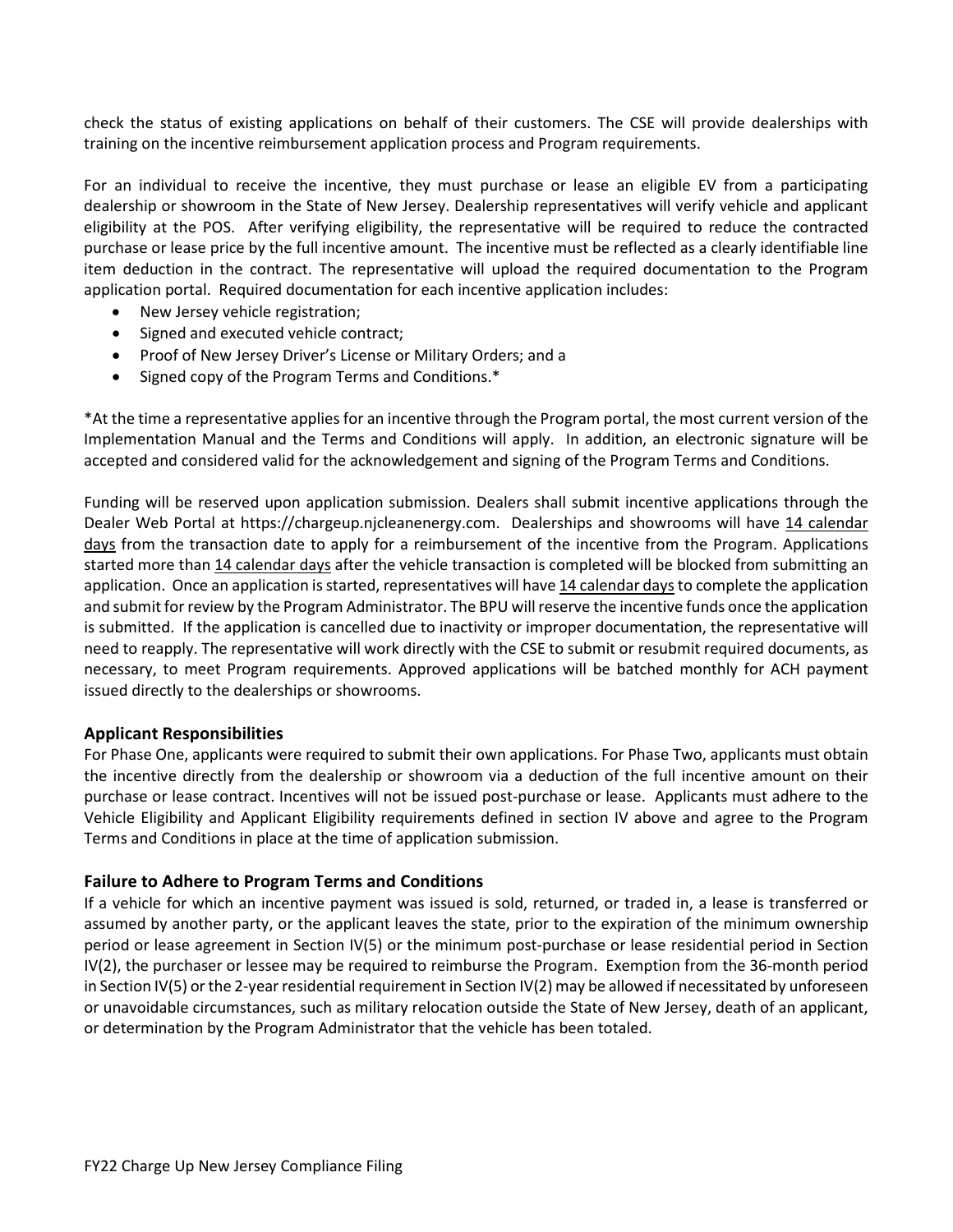check the status of existing applications on behalf of their customers. The CSE will provide dealerships with training on the incentive reimbursement application process and Program requirements.

For an individual to receive the incentive, they must purchase or lease an eligible EV from a participating dealership or showroom in the State of New Jersey. Dealership representatives will verify vehicle and applicant eligibility at the POS. After verifying eligibility, the representative will be required to reduce the contracted purchase or lease price by the full incentive amount. The incentive must be reflected as a clearly identifiable line item deduction in the contract. The representative will upload the required documentation to the Program application portal. Required documentation for each incentive application includes:

- New Jersey vehicle registration;
- Signed and executed vehicle contract;
- Proof of New Jersey Driver's License or Military Orders; and a
- Signed copy of the Program Terms and Conditions.*

*At the time a representative applies for an incentive through the Program portal, the most current version of the Implementation Manual and the Terms and Conditions will apply. In addition, an electronic signature will be accepted and considered valid for the acknowledgement and signing of the Program Terms and Conditions.

Funding will be reserved upon application submission. Dealers shall submit incentive applications through the Dealer Web Portal at https://chargeup.njcleanenergy.com. Dealerships and showrooms will have 14 calendar days from the transaction date to apply for a reimbursement of the incentive from the Program. Applications started more than 14 calendar days after the vehicle transaction is completed will be blocked from submitting an application. Once an application is started, representatives will have 14 calendar days to complete the application and submit for review by the Program Administrator. The BPU will reserve the incentive funds once the application is submitted. If the application is cancelled due to inactivity or improper documentation, the representative will need to reapply. The representative will work directly with the CSE to submit or resubmit required documents, as necessary, to meet Program requirements. Approved applications will be batched monthly for ACH payment issued directly to the dealerships or showrooms.

### Applicant Responsibilities

For Phase One, applicants were required to submit their own applications. For Phase Two, applicants must obtain the incentive directly from the dealership or showroom via a deduction of the full incentive amount on their purchase or lease contract. Incentives will not be issued post-purchase or lease. Applicants must adhere to the Vehicle Eligibility and Applicant Eligibility requirements defined in section IV above and agree to the Program Terms and Conditions in place at the time of application submission.

### Failure to Adhere to Program Terms and Conditions

If a vehicle for which an incentive payment was issued is sold, returned, or traded in, a lease is transferred or assumed by another party, or the applicant leaves the state, prior to the expiration of the minimum ownership period or lease agreement in Section IV(5) or the minimum post-purchase or lease residential period in Section IV(2), the purchaser or lessee may be required to reimburse the Program. Exemption from the 36-month period in Section IV(5) or the 2-year residential requirement in Section IV(2) may be allowed if necessitated by unforeseen or unavoidable circumstances, such as military relocation outside the State of New Jersey, death of an applicant, or determination by the Program Administrator that the vehicle has been totaled.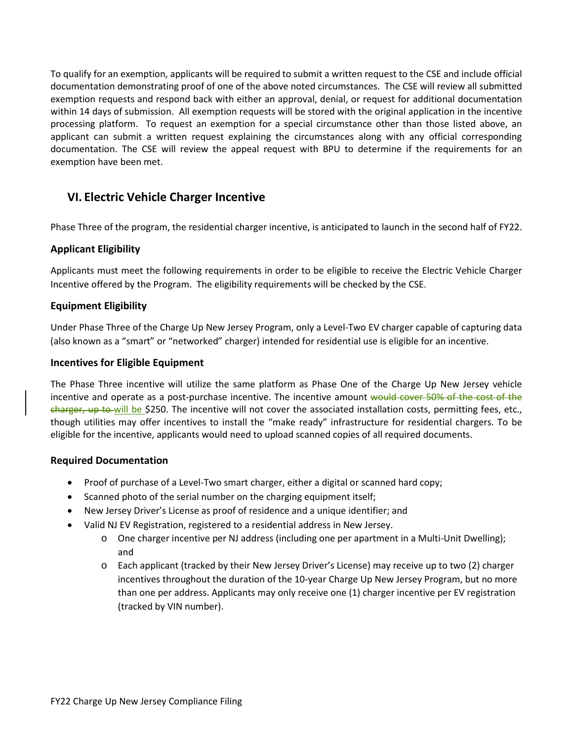To qualify for an exemption, applicants will be required to submit a written request to the CSE and include official documentation demonstrating proof of one of the above noted circumstances. The CSE will review all submitted exemption requests and respond back with either an approval, denial, or request for additional documentation within 14 days of submission. All exemption requests will be stored with the original application in the incentive processing platform. To request an exemption for a special circumstance other than those listed above, an applicant can submit a written request explaining the circumstances along with any official corresponding documentation. The CSE will review the appeal request with BPU to determine if the requirements for an exemption have been met.

## VI. Electric Vehicle Charger Incentive

Phase Three of the program, the residential charger incentive, is anticipated to launch in the second half of FY22.

### Applicant Eligibility

Applicants must meet the following requirements in order to be eligible to receive the Electric Vehicle Charger Incentive offered by the Program. The eligibility requirements will be checked by the CSE.

### Equipment Eligibility

Under Phase Three of the Charge Up New Jersey Program, only a Level-Two EV charger capable of capturing data (also known as a "smart" or "networked" charger) intended for residential use is eligible for an incentive.

### Incentives for Eligible Equipment

The Phase Three incentive will utilize the same platform as Phase One of the Charge Up New Jersey vehicle incentive and operate as a post-purchase incentive. The incentive amount ~~would cover 50% of the cost of the charger, up to~~ will be $250. The incentive will not cover the associated installation costs, permitting fees, etc., though utilities may offer incentives to install the "make ready" infrastructure for residential chargers. To be eligible for the incentive, applicants would need to upload scanned copies of all required documents.

### Required Documentation

- Proof of purchase of a Level-Two smart charger, either a digital or scanned hard copy;
- Scanned photo of the serial number on the charging equipment itself;
- New Jersey Driver's License as proof of residence and a unique identifier; and
- Valid NJ EV Registration, registered to a residential address in New Jersey.
  - One charger incentive per NJ address (including one per apartment in a Multi-Unit Dwelling); and
  - Each applicant (tracked by their New Jersey Driver's License) may receive up to two (2) charger incentives throughout the duration of the 10-year Charge Up New Jersey Program, but no more than one per address. Applicants may only receive one (1) charger incentive per EV registration (tracked by VIN number).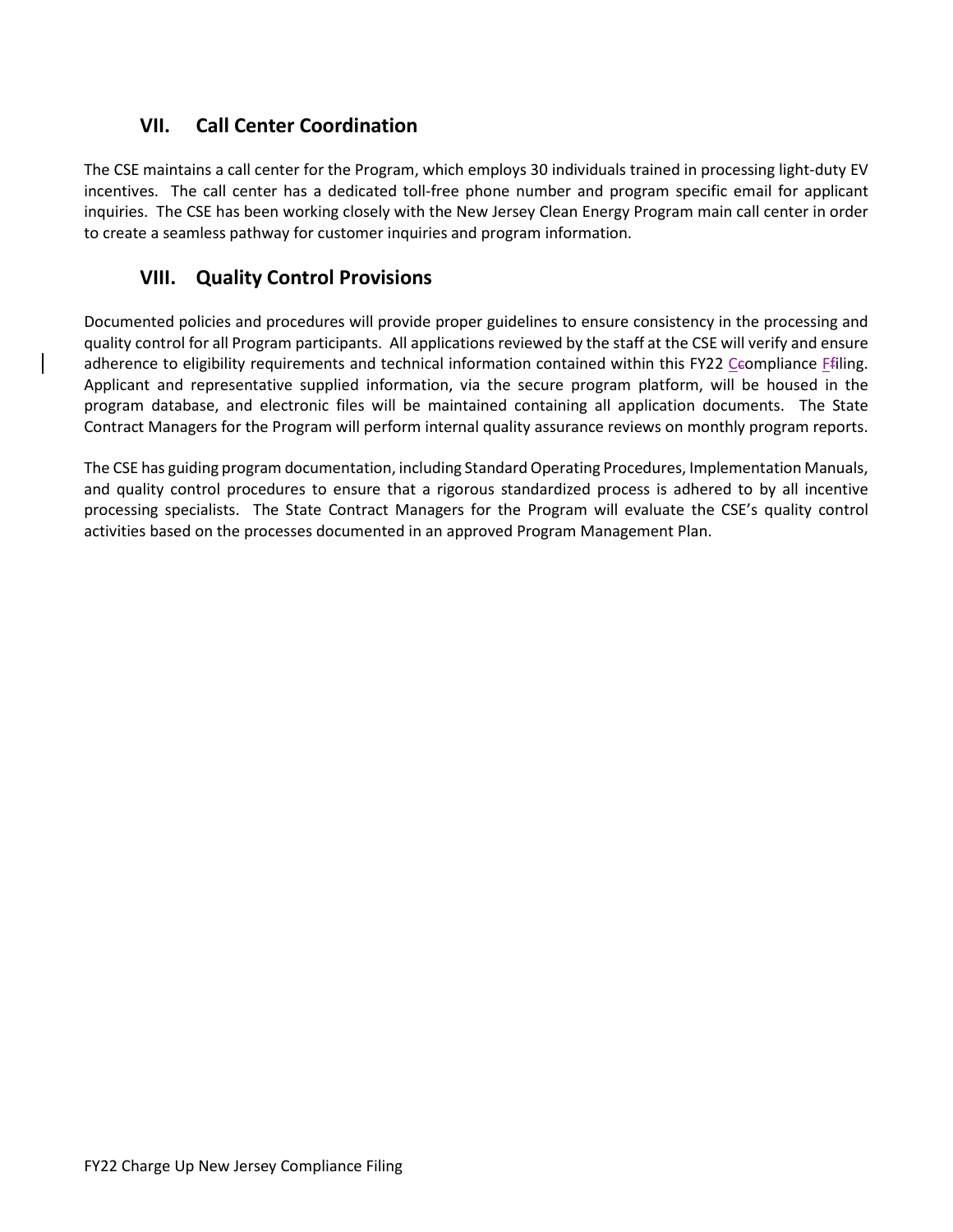## VII. Call Center Coordination

The CSE maintains a call center for the Program, which employs 30 individuals trained in processing light-duty EV incentives. The call center has a dedicated toll-free phone number and program specific email for applicant inquiries. The CSE has been working closely with the New Jersey Clean Energy Program main call center in order to create a seamless pathway for customer inquiries and program information.

## VIII. Quality Control Provisions

Documented policies and procedures will provide proper guidelines to ensure consistency in the processing and quality control for all Program participants. All applications reviewed by the staff at the CSE will verify and ensure adherence to eligibility requirements and technical information contained within this FY22 Compliance Filing. Applicant and representative supplied information, via the secure program platform, will be housed in the program database, and electronic files will be maintained containing all application documents. The State Contract Managers for the Program will perform internal quality assurance reviews on monthly program reports.

The CSE has guiding program documentation, including Standard Operating Procedures, Implementation Manuals, and quality control procedures to ensure that a rigorous standardized process is adhered to by all incentive processing specialists. The State Contract Managers for the Program will evaluate the CSE's quality control activities based on the processes documented in an approved Program Management Plan.